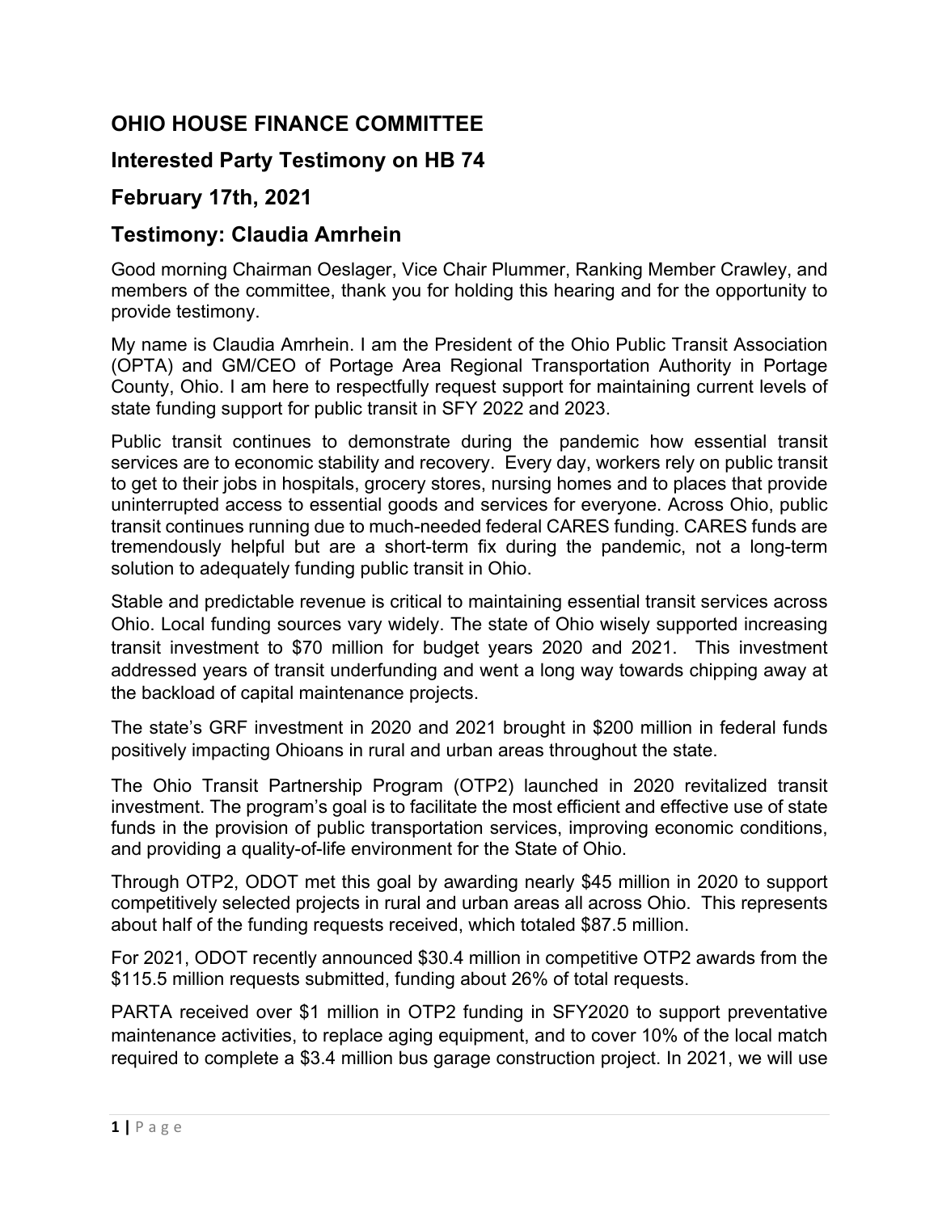## OHIO HOUSE FINANCE COMMITTEE

## Interested Party Testimony on HB 74

## February 17th, 2021

## Testimony: Claudia Amrhein

Good morning Chairman Oeslager, Vice Chair Plummer, Ranking Member Crawley, and members of the committee, thank you for holding this hearing and for the opportunity to provide testimony.

My name is Claudia Amrhein. I am the President of the Ohio Public Transit Association (OPTA) and GM/CEO of Portage Area Regional Transportation Authority in Portage County, Ohio. I am here to respectfully request support for maintaining current levels of state funding support for public transit in SFY 2022 and 2023.

Public transit continues to demonstrate during the pandemic how essential transit services are to economic stability and recovery. Every day, workers rely on public transit to get to their jobs in hospitals, grocery stores, nursing homes and to places that provide uninterrupted access to essential goods and services for everyone. Across Ohio, public transit continues running due to much-needed federal CARES funding. CARES funds are tremendously helpful but are a short-term fix during the pandemic, not a long-term solution to adequately funding public transit in Ohio.

Stable and predictable revenue is critical to maintaining essential transit services across Ohio. Local funding sources vary widely. The state of Ohio wisely supported increasing transit investment to $70 million for budget years 2020 and 2021. This investment addressed years of transit underfunding and went a long way towards chipping away at the backload of capital maintenance projects.

The state's GRF investment in 2020 and 2021 brought in $200 million in federal funds positively impacting Ohioans in rural and urban areas throughout the state.

The Ohio Transit Partnership Program (OTP2) launched in 2020 revitalized transit investment. The program's goal is to facilitate the most efficient and effective use of state funds in the provision of public transportation services, improving economic conditions, and providing a quality-of-life environment for the State of Ohio.

Through OTP2, ODOT met this goal by awarding nearly $45 million in 2020 to support competitively selected projects in rural and urban areas all across Ohio. This represents about half of the funding requests received, which totaled $87.5 million.

For 2021, ODOT recently announced $30.4 million in competitive OTP2 awards from the $115.5 million requests submitted, funding about 26% of total requests.

PARTA received over $1 million in OTP2 funding in SFY2020 to support preventative maintenance activities, to replace aging equipment, and to cover 10% of the local match required to complete a $3.4 million bus garage construction project. In 2021, we will use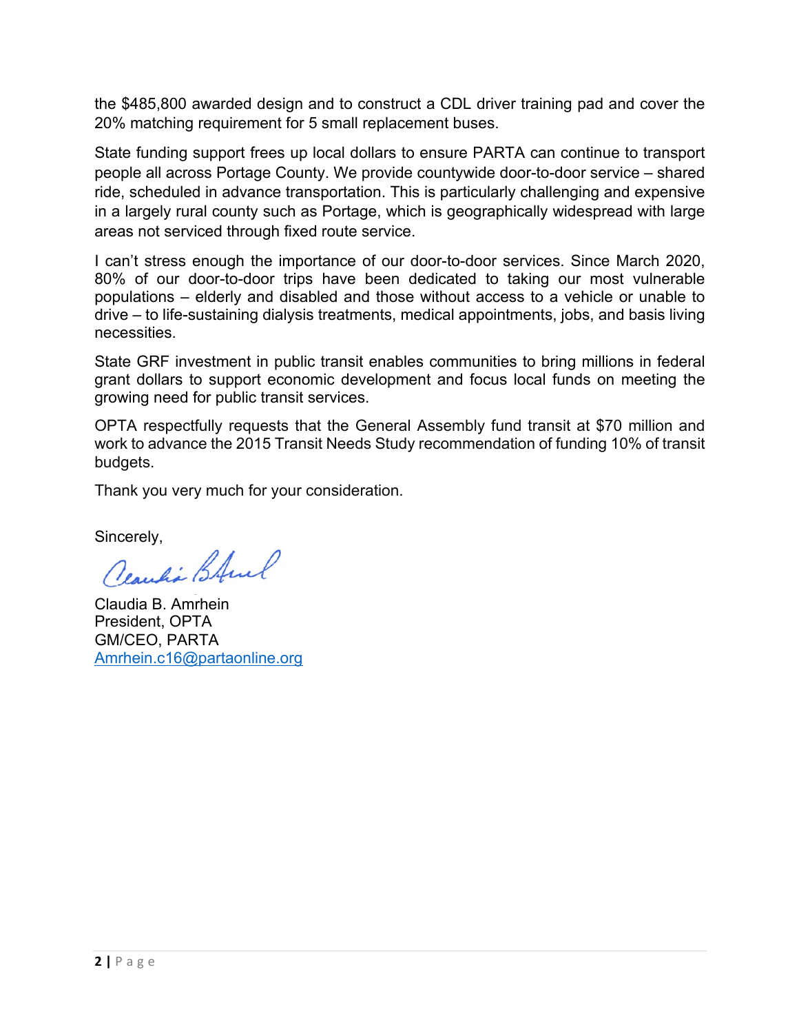the $485,800 awarded design and to construct a CDL driver training pad and cover the 20% matching requirement for 5 small replacement buses.

State funding support frees up local dollars to ensure PARTA can continue to transport people all across Portage County. We provide countywide door-to-door service – shared ride, scheduled in advance transportation. This is particularly challenging and expensive in a largely rural county such as Portage, which is geographically widespread with large areas not serviced through fixed route service.

I can't stress enough the importance of our door-to-door services. Since March 2020, 80% of our door-to-door trips have been dedicated to taking our most vulnerable populations – elderly and disabled and those without access to a vehicle or unable to drive – to life-sustaining dialysis treatments, medical appointments, jobs, and basis living necessities.

State GRF investment in public transit enables communities to bring millions in federal grant dollars to support economic development and focus local funds on meeting the growing need for public transit services.

OPTA respectfully requests that the General Assembly fund transit at $70 million and work to advance the 2015 Transit Needs Study recommendation of funding 10% of transit budgets.

Thank you very much for your consideration.

Sincerely,

Claudia B. Amrhein
President, OPTA
GM/CEO, PARTA
Amrhein.c16@partaonline.org